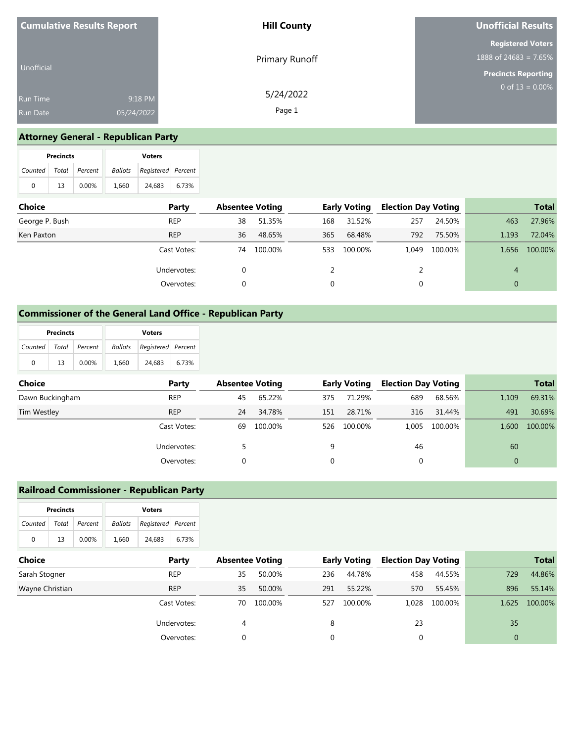**Cumulative Results Report**

Unofficial

Run Time 9:18 PM

Run Date 05/24/2022

**Hill County**

Primary Runoff

5/24/2022

**Unofficial Results**

**Registered Voters**

1888 of 24683 = 7.65%

**Precincts Reporting**

0 of 13 = 0.00%

## Attorney General - Republican Party

| Precincts | | | Voters | | |
|---|---|---|---|---|---|
| Counted | Total | Percent | Ballots | Registered | Percent |
| 0 | 13 | 0.00% | 1,660 | 24,683 | 6.73% |

| Choice | Party | Absentee Voting | | Early Voting | | Election Day Voting | | Total | |
|---|---|---|---|---|---|---|---|---|---|
| George P. Bush | REP | 38 | 51.35% | 168 | 31.52% | 257 | 24.50% | 463 | 27.96% |
| Ken Paxton | REP | 36 | 48.65% | 365 | 68.48% | 792 | 75.50% | 1,193 | 72.04% |
| | Cast Votes: | 74 | 100.00% | 533 | 100.00% | 1,049 | 100.00% | 1,656 | 100.00% |
| | Undervotes: | 0 | | 2 | | 2 | | 4 | |
| | Overvotes: | 0 | | 0 | | 0 | | 0 | |

## Commissioner of the General Land Office - Republican Party

| Precincts | | | Voters | | |
|---|---|---|---|---|---|
| Counted | Total | Percent | Ballots | Registered | Percent |
| 0 | 13 | 0.00% | 1,660 | 24,683 | 6.73% |

| Choice | Party | Absentee Voting | | Early Voting | | Election Day Voting | | Total | |
|---|---|---|---|---|---|---|---|---|---|
| Dawn Buckingham | REP | 45 | 65.22% | 375 | 71.29% | 689 | 68.56% | 1,109 | 69.31% |
| Tim Westley | REP | 24 | 34.78% | 151 | 28.71% | 316 | 31.44% | 491 | 30.69% |
| | Cast Votes: | 69 | 100.00% | 526 | 100.00% | 1,005 | 100.00% | 1,600 | 100.00% |
| | Undervotes: | 5 | | 9 | | 46 | | 60 | |
| | Overvotes: | 0 | | 0 | | 0 | | 0 | |

## Railroad Commissioner - Republican Party

| Precincts | | | Voters | | |
|---|---|---|---|---|---|
| Counted | Total | Percent | Ballots | Registered | Percent |
| 0 | 13 | 0.00% | 1,660 | 24,683 | 6.73% |

| Choice | Party | Absentee Voting | | Early Voting | | Election Day Voting | | Total | |
|---|---|---|---|---|---|---|---|---|---|
| Sarah Stogner | REP | 35 | 50.00% | 236 | 44.78% | 458 | 44.55% | 729 | 44.86% |
| Wayne Christian | REP | 35 | 50.00% | 291 | 55.22% | 570 | 55.45% | 896 | 55.14% |
| | Cast Votes: | 70 | 100.00% | 527 | 100.00% | 1,028 | 100.00% | 1,625 | 100.00% |
| | Undervotes: | 4 | | 8 | | 23 | | 35 | |
| | Overvotes: | 0 | | 0 | | 0 | | 0 | |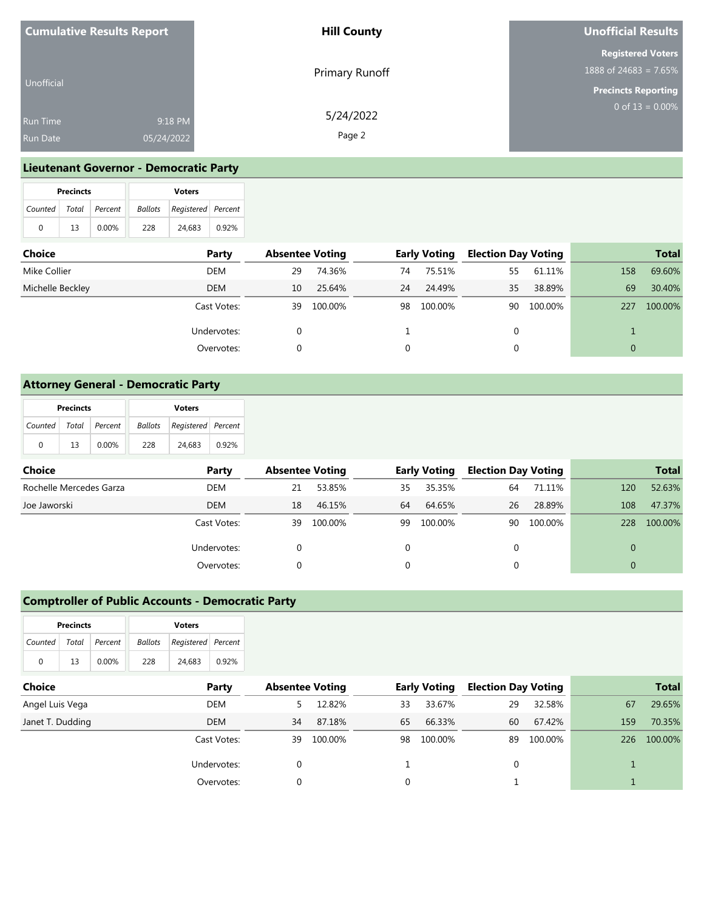**Cumulative Results Report**

Unofficial

Run Time 9:18 PM

Run Date 05/24/2022

**Hill County**

Primary Runoff

5/24/2022

**Unofficial Results**

**Registered Voters**

1888 of 24683 = 7.65%

**Precincts Reporting**

0 of 13 = 0.00%

## Lieutenant Governor - Democratic Party

| Precincts | | | Voters | | |
|---|---|---|---|---|---|
| Counted | Total | Percent | Ballots | Registered | Percent |
| 0 | 13 | 0.00% | 228 | 24,683 | 0.92% |

| Choice | Party | Absentee Voting | | Early Voting | | Election Day Voting | | Total | |
|---|---|---|---|---|---|---|---|---|---|
| Mike Collier | DEM | 29 | 74.36% | 74 | 75.51% | 55 | 61.11% | 158 | 69.60% |
| Michelle Beckley | DEM | 10 | 25.64% | 24 | 24.49% | 35 | 38.89% | 69 | 30.40% |
| | Cast Votes: | 39 | 100.00% | 98 | 100.00% | 90 | 100.00% | 227 | 100.00% |
| | Undervotes: | 0 | | 1 | | 0 | | 1 | |
| | Overvotes: | 0 | | 0 | | 0 | | 0 | |

## Attorney General - Democratic Party

| Precincts | | | Voters | | |
|---|---|---|---|---|---|
| Counted | Total | Percent | Ballots | Registered | Percent |
| 0 | 13 | 0.00% | 228 | 24,683 | 0.92% |

| Choice | Party | Absentee Voting | | Early Voting | | Election Day Voting | | Total | |
|---|---|---|---|---|---|---|---|---|---|
| Rochelle Mercedes Garza | DEM | 21 | 53.85% | 35 | 35.35% | 64 | 71.11% | 120 | 52.63% |
| Joe Jaworski | DEM | 18 | 46.15% | 64 | 64.65% | 26 | 28.89% | 108 | 47.37% |
| | Cast Votes: | 39 | 100.00% | 99 | 100.00% | 90 | 100.00% | 228 | 100.00% |
| | Undervotes: | 0 | | 0 | | 0 | | 0 | |
| | Overvotes: | 0 | | 0 | | 0 | | 0 | |

## Comptroller of Public Accounts - Democratic Party

| Precincts | | | Voters | | |
|---|---|---|---|---|---|
| Counted | Total | Percent | Ballots | Registered | Percent |
| 0 | 13 | 0.00% | 228 | 24,683 | 0.92% |

| Choice | Party | Absentee Voting | | Early Voting | | Election Day Voting | | Total | |
|---|---|---|---|---|---|---|---|---|---|
| Angel Luis Vega | DEM | 5 | 12.82% | 33 | 33.67% | 29 | 32.58% | 67 | 29.65% |
| Janet T. Dudding | DEM | 34 | 87.18% | 65 | 66.33% | 60 | 67.42% | 159 | 70.35% |
| | Cast Votes: | 39 | 100.00% | 98 | 100.00% | 89 | 100.00% | 226 | 100.00% |
| | Undervotes: | 0 | | 1 | | 0 | | 1 | |
| | Overvotes: | 0 | | 0 | | 1 | | 1 | |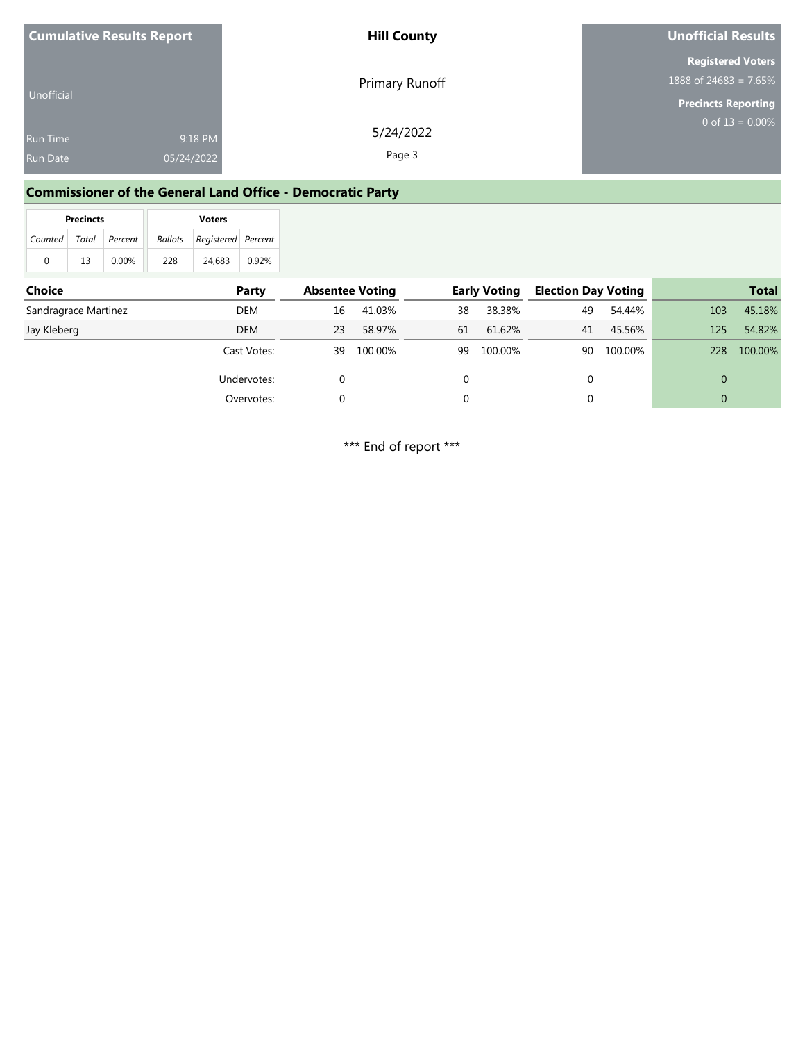**Cumulative Results Report**

Unofficial

Run Time 9:18 PM
Run Date 05/24/2022

**Hill County**

Primary Runoff

5/24/2022

**Unofficial Results**

**Registered Voters**
1888 of 24683 = 7.65%

**Precincts Reporting**
0 of 13 = 0.00%

## Commissioner of the General Land Office - Democratic Party

| Precincts | | | Voters | | |
|---|---|---|---|---|---|
| *Counted* | *Total* | *Percent* | *Ballots* | *Registered* | *Percent* |
| 0 | 13 | 0.00% | 228 | 24,683 | 0.92% |

| Choice | Party | Absentee Voting | | Early Voting | | Election Day Voting | | Total | |
|---|---|---|---|---|---|---|---|---|---|
| Sandragrace Martinez | DEM | 16 | 41.03% | 38 | 38.38% | 49 | 54.44% | 103 | 45.18% |
| Jay Kleberg | DEM | 23 | 58.97% | 61 | 61.62% | 41 | 45.56% | 125 | 54.82% |
| | Cast Votes: | 39 | 100.00% | 99 | 100.00% | 90 | 100.00% | 228 | 100.00% |
| | Undervotes: | 0 | | 0 | | 0 | | 0 | |
| | Overvotes: | 0 | | 0 | | 0 | | 0 | |

*** End of report ***